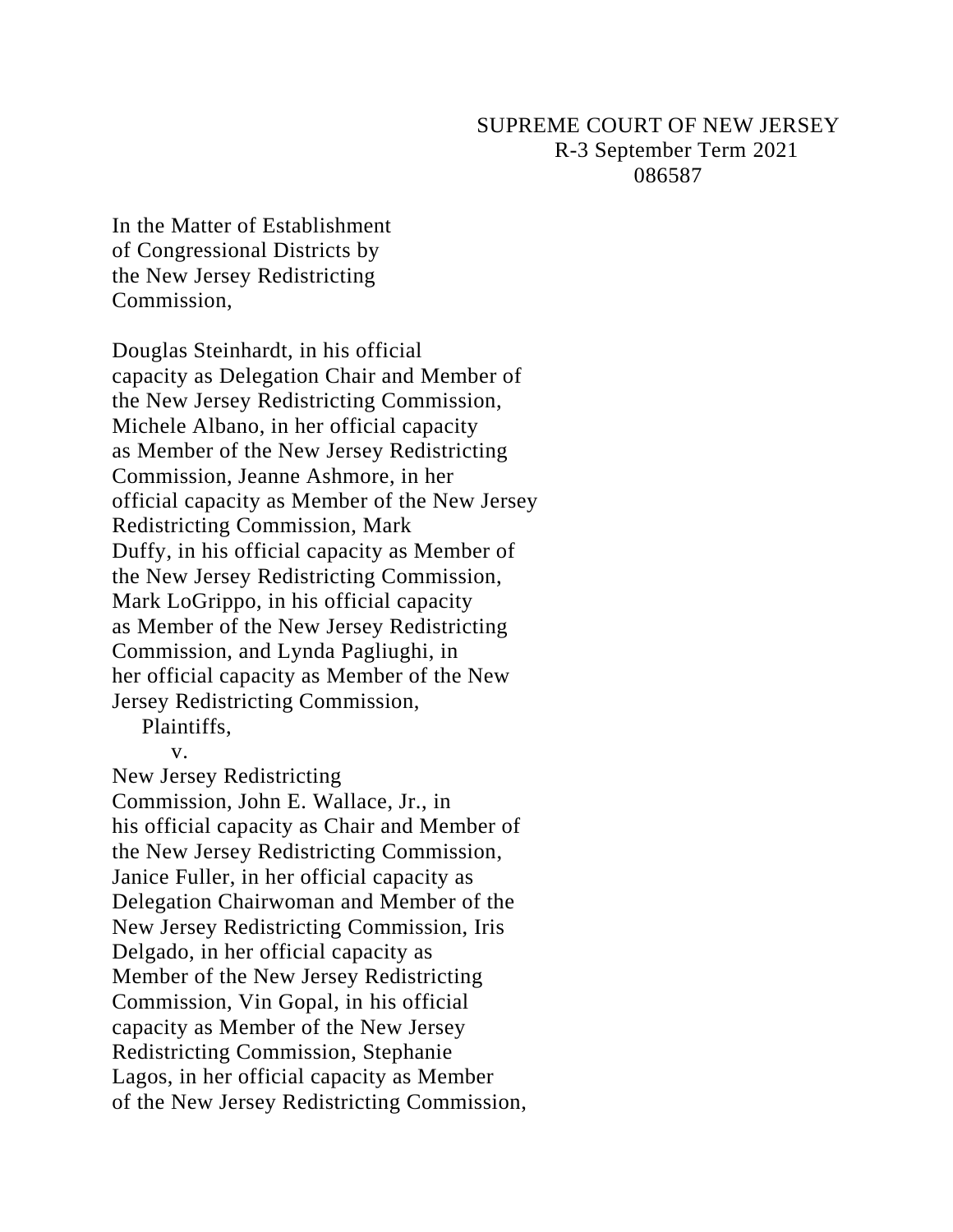SUPREME COURT OF NEW JERSEY
R-3 September Term 2021
086587

In the Matter of Establishment
of Congressional Districts by
the New Jersey Redistricting
Commission,

Douglas Steinhardt, in his official
capacity as Delegation Chair and Member of
the New Jersey Redistricting Commission,
Michele Albano, in her official capacity
as Member of the New Jersey Redistricting
Commission, Jeanne Ashmore, in her
official capacity as Member of the New Jersey
Redistricting Commission, Mark
Duffy, in his official capacity as Member of
the New Jersey Redistricting Commission,
Mark LoGrippo, in his official capacity
as Member of the New Jersey Redistricting
Commission, and Lynda Pagliughi, in
her official capacity as Member of the New
Jersey Redistricting Commission,

Plaintiffs,

v.

New Jersey Redistricting
Commission, John E. Wallace, Jr., in
his official capacity as Chair and Member of
the New Jersey Redistricting Commission,
Janice Fuller, in her official capacity as
Delegation Chairwoman and Member of the
New Jersey Redistricting Commission, Iris
Delgado, in her official capacity as
Member of the New Jersey Redistricting
Commission, Vin Gopal, in his official
capacity as Member of the New Jersey
Redistricting Commission, Stephanie
Lagos, in her official capacity as Member
of the New Jersey Redistricting Commission,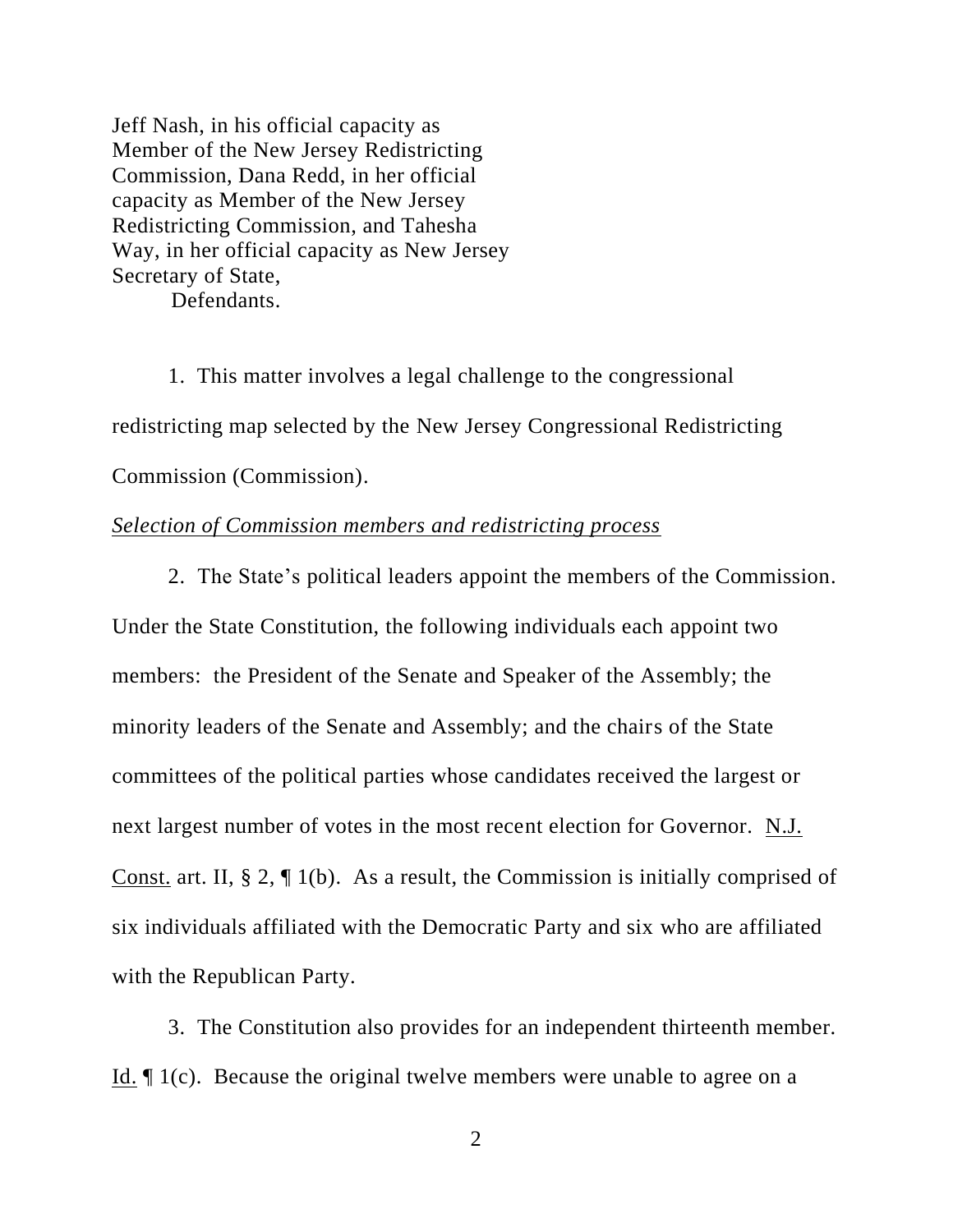Jeff Nash, in his official capacity as Member of the New Jersey Redistricting Commission, Dana Redd, in her official capacity as Member of the New Jersey Redistricting Commission, and Tahesha Way, in her official capacity as New Jersey Secretary of State,

Defendants.

1. This matter involves a legal challenge to the congressional redistricting map selected by the New Jersey Congressional Redistricting Commission (Commission).

*Selection of Commission members and redistricting process*

2. The State's political leaders appoint the members of the Commission. Under the State Constitution, the following individuals each appoint two members: the President of the Senate and Speaker of the Assembly; the minority leaders of the Senate and Assembly; and the chairs of the State committees of the political parties whose candidates received the largest or next largest number of votes in the most recent election for Governor. N.J. Const. art. II, § 2, ¶ 1(b). As a result, the Commission is initially comprised of six individuals affiliated with the Democratic Party and six who are affiliated with the Republican Party.

3. The Constitution also provides for an independent thirteenth member. Id. ¶ 1(c). Because the original twelve members were unable to agree on a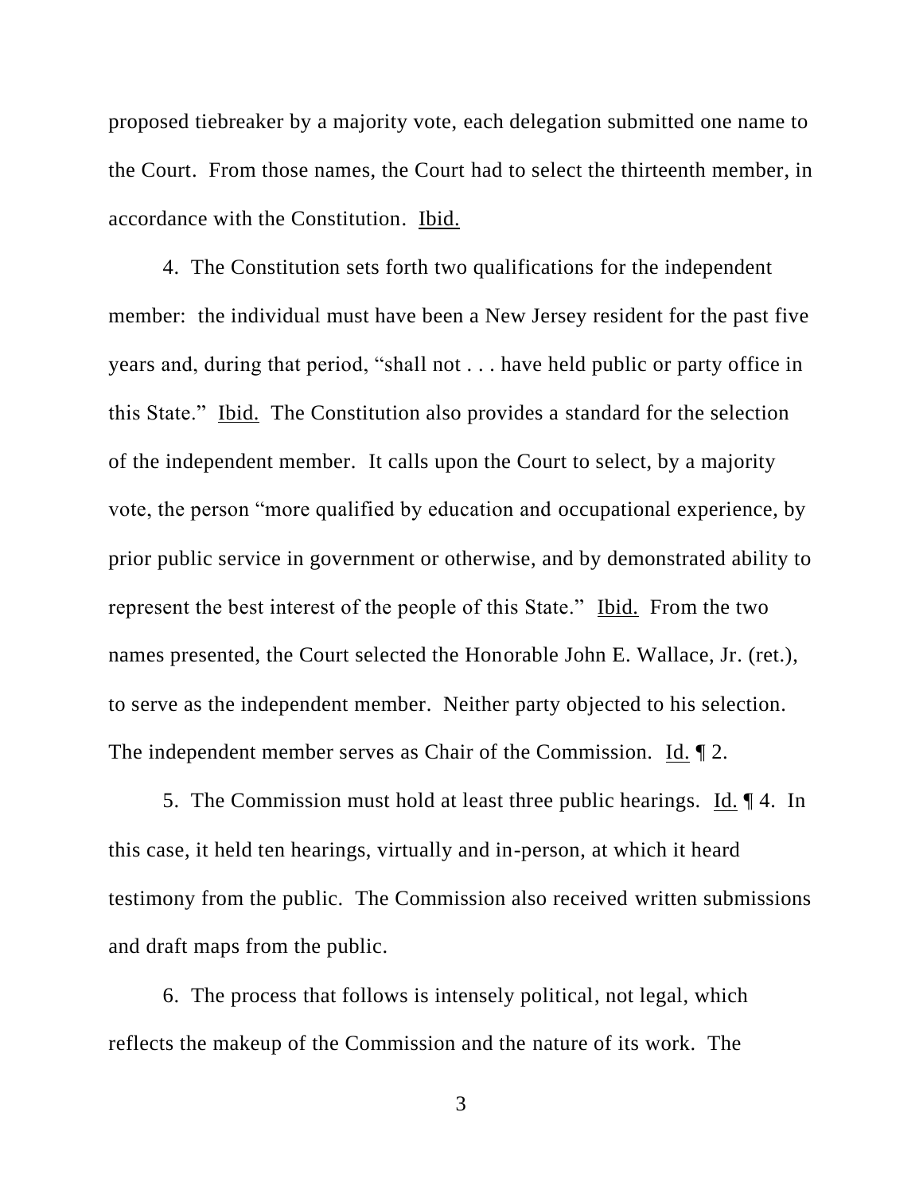proposed tiebreaker by a majority vote, each delegation submitted one name to the Court. From those names, the Court had to select the thirteenth member, in accordance with the Constitution. Ibid.

4. The Constitution sets forth two qualifications for the independent member: the individual must have been a New Jersey resident for the past five years and, during that period, "shall not . . . have held public or party office in this State." Ibid. The Constitution also provides a standard for the selection of the independent member. It calls upon the Court to select, by a majority vote, the person "more qualified by education and occupational experience, by prior public service in government or otherwise, and by demonstrated ability to represent the best interest of the people of this State." Ibid. From the two names presented, the Court selected the Honorable John E. Wallace, Jr. (ret.), to serve as the independent member. Neither party objected to his selection. The independent member serves as Chair of the Commission. Id. ¶ 2.

5. The Commission must hold at least three public hearings. Id. ¶ 4. In this case, it held ten hearings, virtually and in-person, at which it heard testimony from the public. The Commission also received written submissions and draft maps from the public.

6. The process that follows is intensely political, not legal, which reflects the makeup of the Commission and the nature of its work. The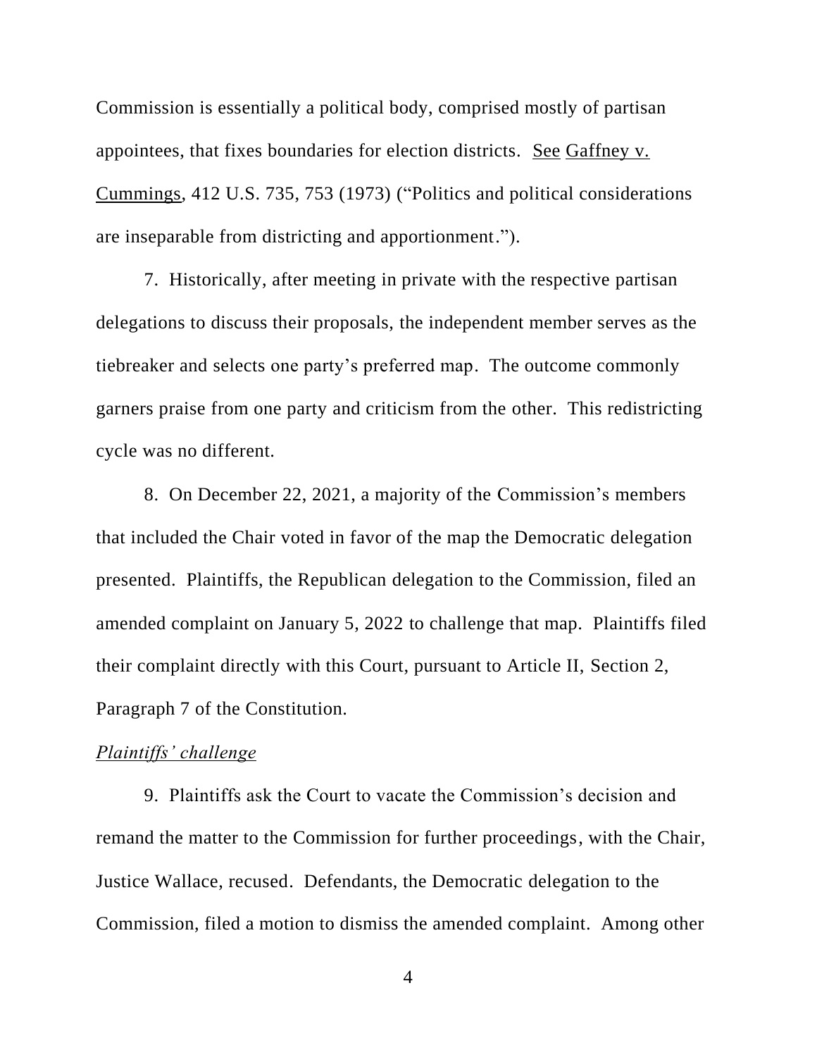Commission is essentially a political body, comprised mostly of partisan appointees, that fixes boundaries for election districts. See Gaffney v. Cummings, 412 U.S. 735, 753 (1973) ("Politics and political considerations are inseparable from districting and apportionment.").

7. Historically, after meeting in private with the respective partisan delegations to discuss their proposals, the independent member serves as the tiebreaker and selects one party's preferred map. The outcome commonly garners praise from one party and criticism from the other. This redistricting cycle was no different.

8. On December 22, 2021, a majority of the Commission's members that included the Chair voted in favor of the map the Democratic delegation presented. Plaintiffs, the Republican delegation to the Commission, filed an amended complaint on January 5, 2022 to challenge that map. Plaintiffs filed their complaint directly with this Court, pursuant to Article II, Section 2, Paragraph 7 of the Constitution.

*Plaintiffs' challenge*

9. Plaintiffs ask the Court to vacate the Commission's decision and remand the matter to the Commission for further proceedings, with the Chair, Justice Wallace, recused. Defendants, the Democratic delegation to the Commission, filed a motion to dismiss the amended complaint. Among other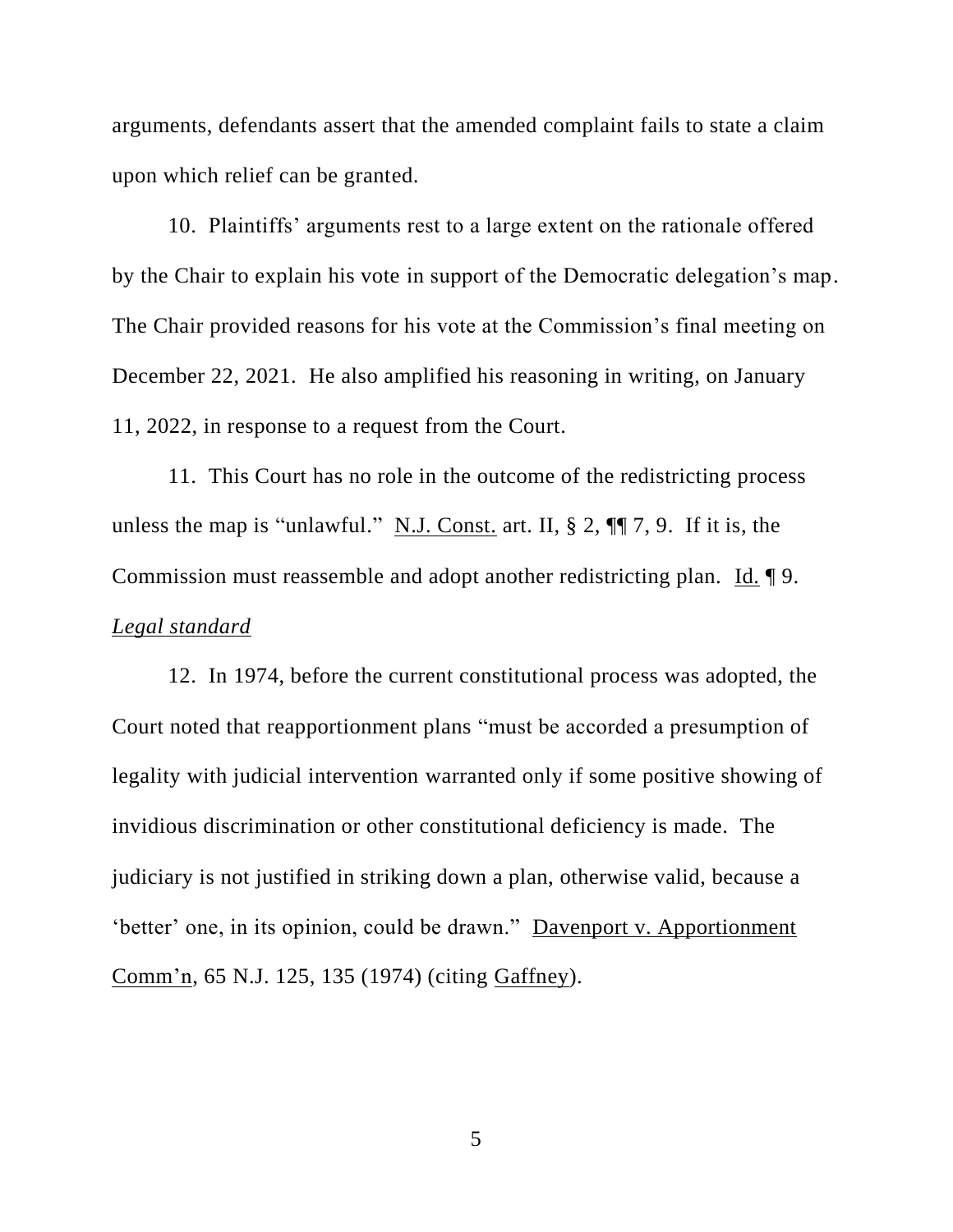arguments, defendants assert that the amended complaint fails to state a claim upon which relief can be granted.

10. Plaintiffs' arguments rest to a large extent on the rationale offered by the Chair to explain his vote in support of the Democratic delegation's map. The Chair provided reasons for his vote at the Commission's final meeting on December 22, 2021. He also amplified his reasoning in writing, on January 11, 2022, in response to a request from the Court.

11. This Court has no role in the outcome of the redistricting process unless the map is "unlawful." N.J. Const. art. II, § 2, ¶¶ 7, 9. If it is, the Commission must reassemble and adopt another redistricting plan. Id. ¶ 9.

*Legal standard*

12. In 1974, before the current constitutional process was adopted, the Court noted that reapportionment plans "must be accorded a presumption of legality with judicial intervention warranted only if some positive showing of invidious discrimination or other constitutional deficiency is made. The judiciary is not justified in striking down a plan, otherwise valid, because a 'better' one, in its opinion, could be drawn." Davenport v. Apportionment Comm'n, 65 N.J. 125, 135 (1974) (citing Gaffney).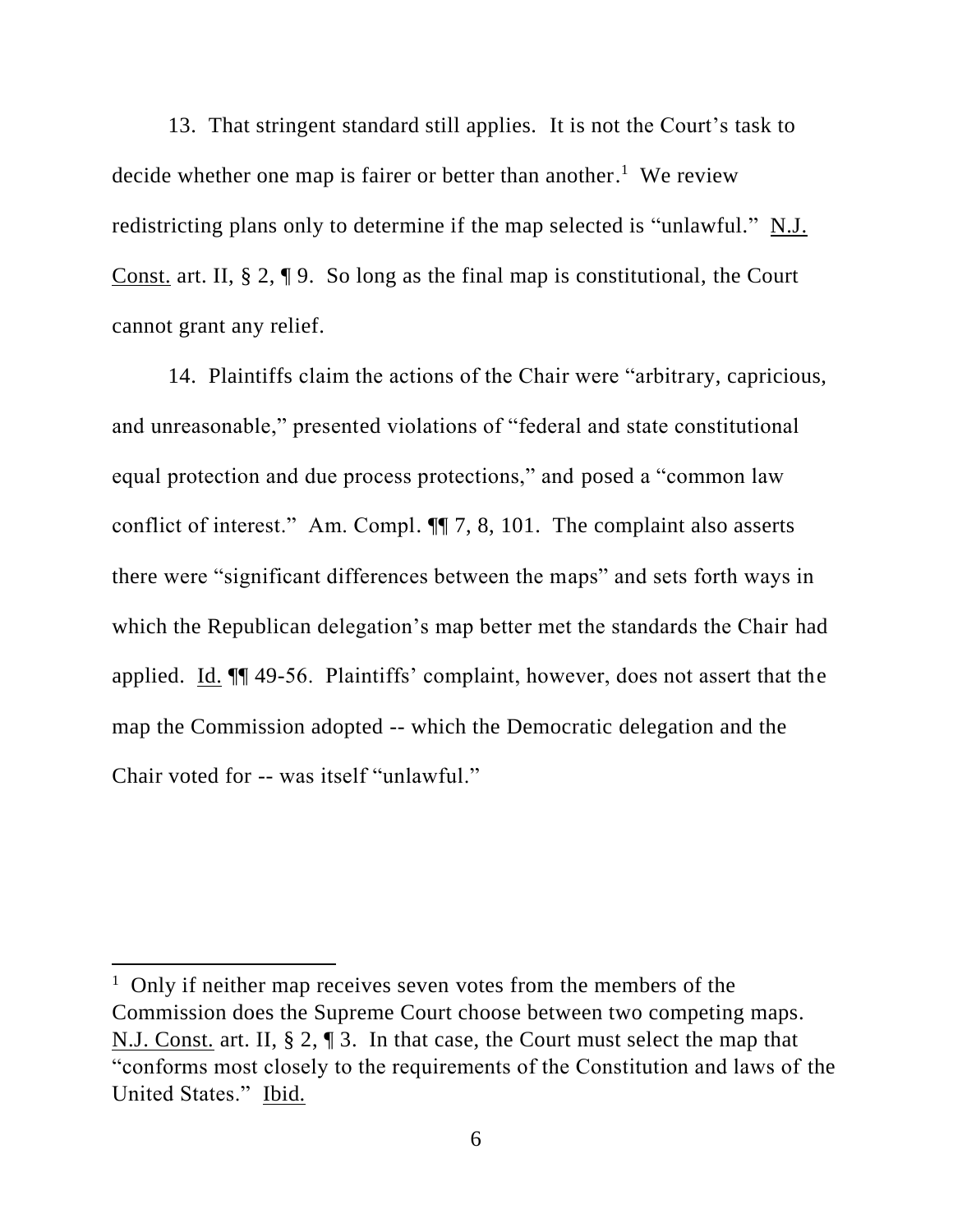13. That stringent standard still applies. It is not the Court's task to decide whether one map is fairer or better than another.[1] We review redistricting plans only to determine if the map selected is "unlawful." N.J. Const. art. II, § 2, ¶ 9. So long as the final map is constitutional, the Court cannot grant any relief.

14. Plaintiffs claim the actions of the Chair were "arbitrary, capricious, and unreasonable," presented violations of "federal and state constitutional equal protection and due process protections," and posed a "common law conflict of interest." Am. Compl. ¶¶ 7, 8, 101. The complaint also asserts there were "significant differences between the maps" and sets forth ways in which the Republican delegation's map better met the standards the Chair had applied. Id. ¶¶ 49-56. Plaintiffs' complaint, however, does not assert that the map the Commission adopted -- which the Democratic delegation and the Chair voted for -- was itself "unlawful."

---

[1] Only if neither map receives seven votes from the members of the Commission does the Supreme Court choose between two competing maps. N.J. Const. art. II, § 2, ¶ 3. In that case, the Court must select the map that "conforms most closely to the requirements of the Constitution and laws of the United States." Ibid.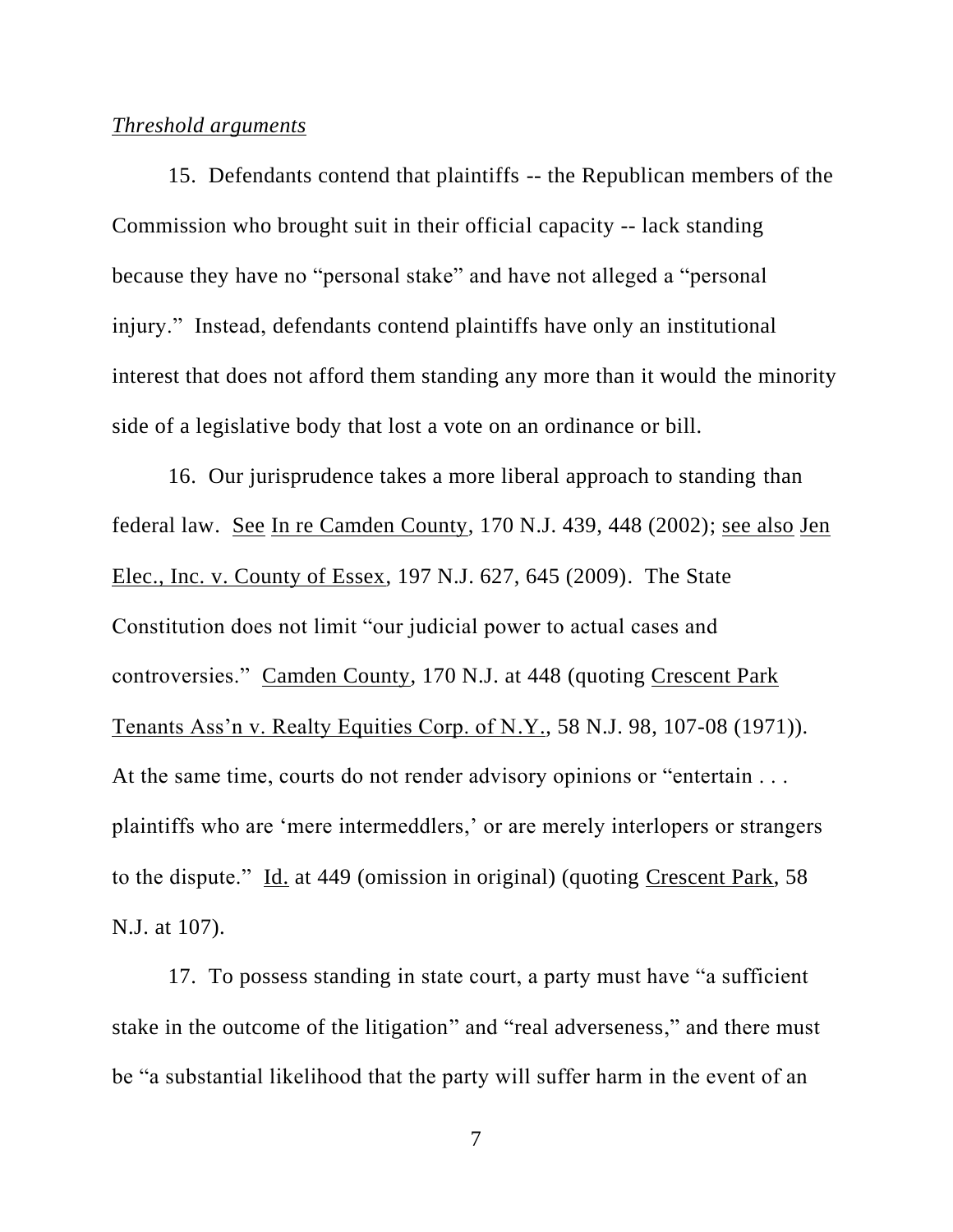*Threshold arguments*

15. Defendants contend that plaintiffs -- the Republican members of the Commission who brought suit in their official capacity -- lack standing because they have no "personal stake" and have not alleged a "personal injury." Instead, defendants contend plaintiffs have only an institutional interest that does not afford them standing any more than it would the minority side of a legislative body that lost a vote on an ordinance or bill.

16. Our jurisprudence takes a more liberal approach to standing than federal law. See In re Camden County, 170 N.J. 439, 448 (2002); see also Jen Elec., Inc. v. County of Essex, 197 N.J. 627, 645 (2009). The State Constitution does not limit "our judicial power to actual cases and controversies." Camden County, 170 N.J. at 448 (quoting Crescent Park Tenants Ass'n v. Realty Equities Corp. of N.Y., 58 N.J. 98, 107-08 (1971)). At the same time, courts do not render advisory opinions or "entertain . . . plaintiffs who are 'mere intermeddlers,' or are merely interlopers or strangers to the dispute." Id. at 449 (omission in original) (quoting Crescent Park, 58 N.J. at 107).

17. To possess standing in state court, a party must have "a sufficient stake in the outcome of the litigation" and "real adverseness," and there must be "a substantial likelihood that the party will suffer harm in the event of an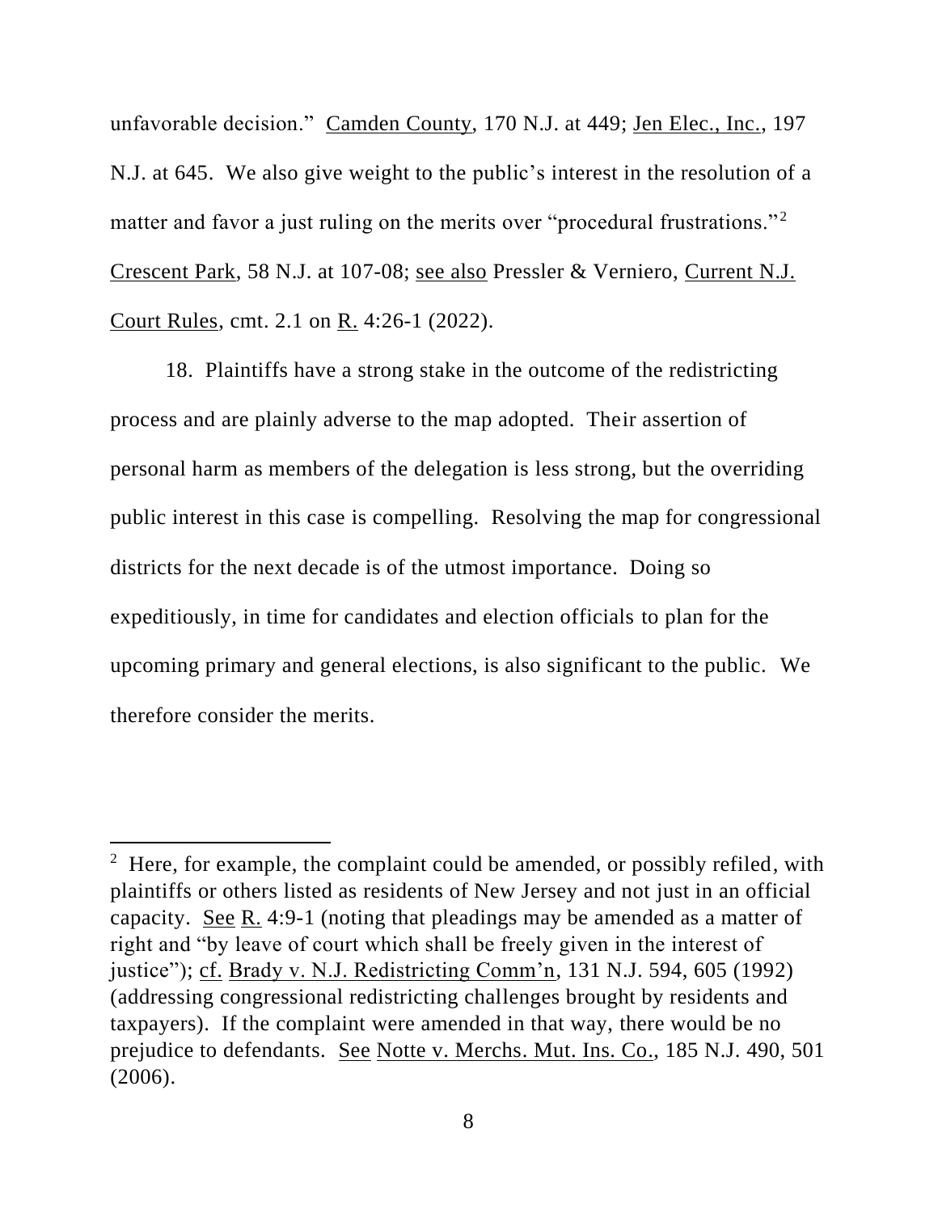unfavorable decision." Camden County, 170 N.J. at 449; Jen Elec., Inc., 197 N.J. at 645. We also give weight to the public's interest in the resolution of a matter and favor a just ruling on the merits over "procedural frustrations."[2] Crescent Park, 58 N.J. at 107-08; see also Pressler & Verniero, Current N.J. Court Rules, cmt. 2.1 on R. 4:26-1 (2022).

18. Plaintiffs have a strong stake in the outcome of the redistricting process and are plainly adverse to the map adopted. Their assertion of personal harm as members of the delegation is less strong, but the overriding public interest in this case is compelling. Resolving the map for congressional districts for the next decade is of the utmost importance. Doing so expeditiously, in time for candidates and election officials to plan for the upcoming primary and general elections, is also significant to the public. We therefore consider the merits.

---

[2] Here, for example, the complaint could be amended, or possibly refiled, with plaintiffs or others listed as residents of New Jersey and not just in an official capacity. See R. 4:9-1 (noting that pleadings may be amended as a matter of right and "by leave of court which shall be freely given in the interest of justice"); cf. Brady v. N.J. Redistricting Comm'n, 131 N.J. 594, 605 (1992) (addressing congressional redistricting challenges brought by residents and taxpayers). If the complaint were amended in that way, there would be no prejudice to defendants. See Notte v. Merchs. Mut. Ins. Co., 185 N.J. 490, 501 (2006).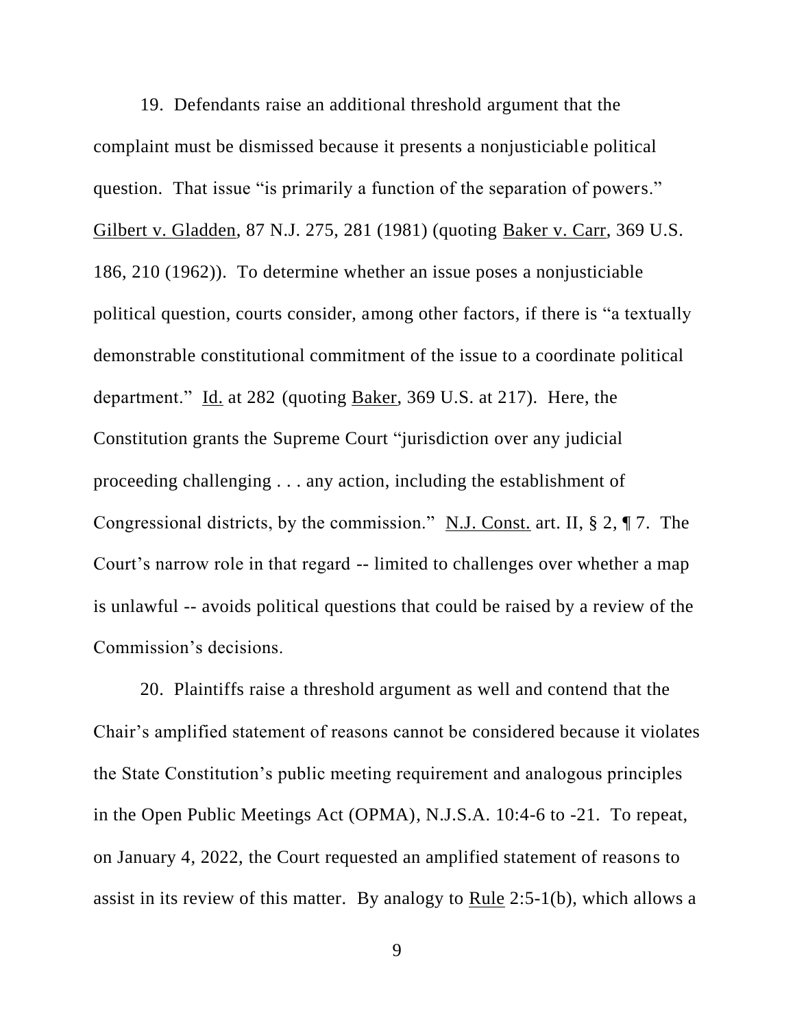19. Defendants raise an additional threshold argument that the complaint must be dismissed because it presents a nonjusticiable political question. That issue "is primarily a function of the separation of powers." Gilbert v. Gladden, 87 N.J. 275, 281 (1981) (quoting Baker v. Carr, 369 U.S. 186, 210 (1962)). To determine whether an issue poses a nonjusticiable political question, courts consider, among other factors, if there is "a textually demonstrable constitutional commitment of the issue to a coordinate political department." Id. at 282 (quoting Baker, 369 U.S. at 217). Here, the Constitution grants the Supreme Court "jurisdiction over any judicial proceeding challenging . . . any action, including the establishment of Congressional districts, by the commission." N.J. Const. art. II, § 2, ¶ 7. The Court's narrow role in that regard -- limited to challenges over whether a map is unlawful -- avoids political questions that could be raised by a review of the Commission's decisions.

20. Plaintiffs raise a threshold argument as well and contend that the Chair's amplified statement of reasons cannot be considered because it violates the State Constitution's public meeting requirement and analogous principles in the Open Public Meetings Act (OPMA), N.J.S.A. 10:4-6 to -21. To repeat, on January 4, 2022, the Court requested an amplified statement of reasons to assist in its review of this matter. By analogy to Rule 2:5-1(b), which allows a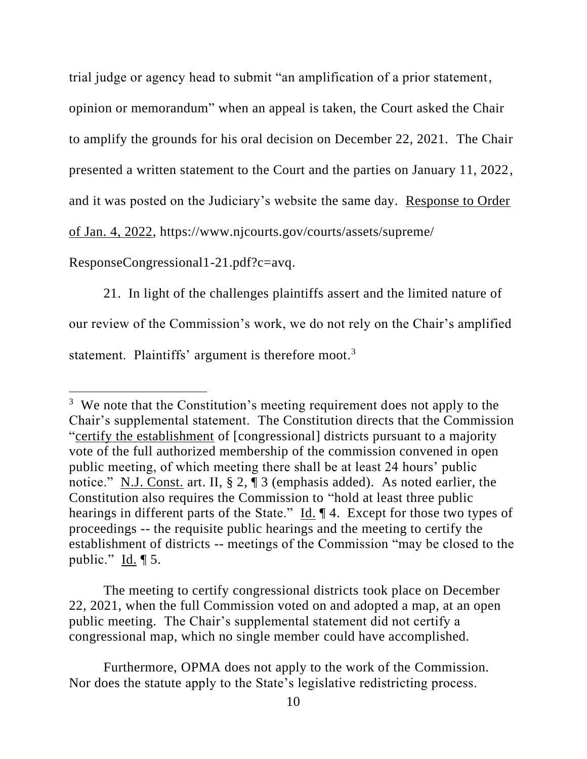trial judge or agency head to submit "an amplification of a prior statement, opinion or memorandum" when an appeal is taken, the Court asked the Chair to amplify the grounds for his oral decision on December 22, 2021. The Chair presented a written statement to the Court and the parties on January 11, 2022, and it was posted on the Judiciary's website the same day. Response to Order of Jan. 4, 2022, https://www.njcourts.gov/courts/assets/supreme/ResponseCongressional1-21.pdf?c=avq.

21. In light of the challenges plaintiffs assert and the limited nature of our review of the Commission's work, we do not rely on the Chair's amplified statement. Plaintiffs' argument is therefore moot.[3]

---

[3] We note that the Constitution's meeting requirement does not apply to the Chair's supplemental statement. The Constitution directs that the Commission "certify the establishment of [congressional] districts pursuant to a majority vote of the full authorized membership of the commission convened in open public meeting, of which meeting there shall be at least 24 hours' public notice." N.J. Const. art. II, § 2, ¶ 3 (emphasis added). As noted earlier, the Constitution also requires the Commission to "hold at least three public hearings in different parts of the State." Id. ¶ 4. Except for those two types of proceedings -- the requisite public hearings and the meeting to certify the establishment of districts -- meetings of the Commission "may be closed to the public." Id. ¶ 5.

The meeting to certify congressional districts took place on December 22, 2021, when the full Commission voted on and adopted a map, at an open public meeting. The Chair's supplemental statement did not certify a congressional map, which no single member could have accomplished.

Furthermore, OPMA does not apply to the work of the Commission. Nor does the statute apply to the State's legislative redistricting process.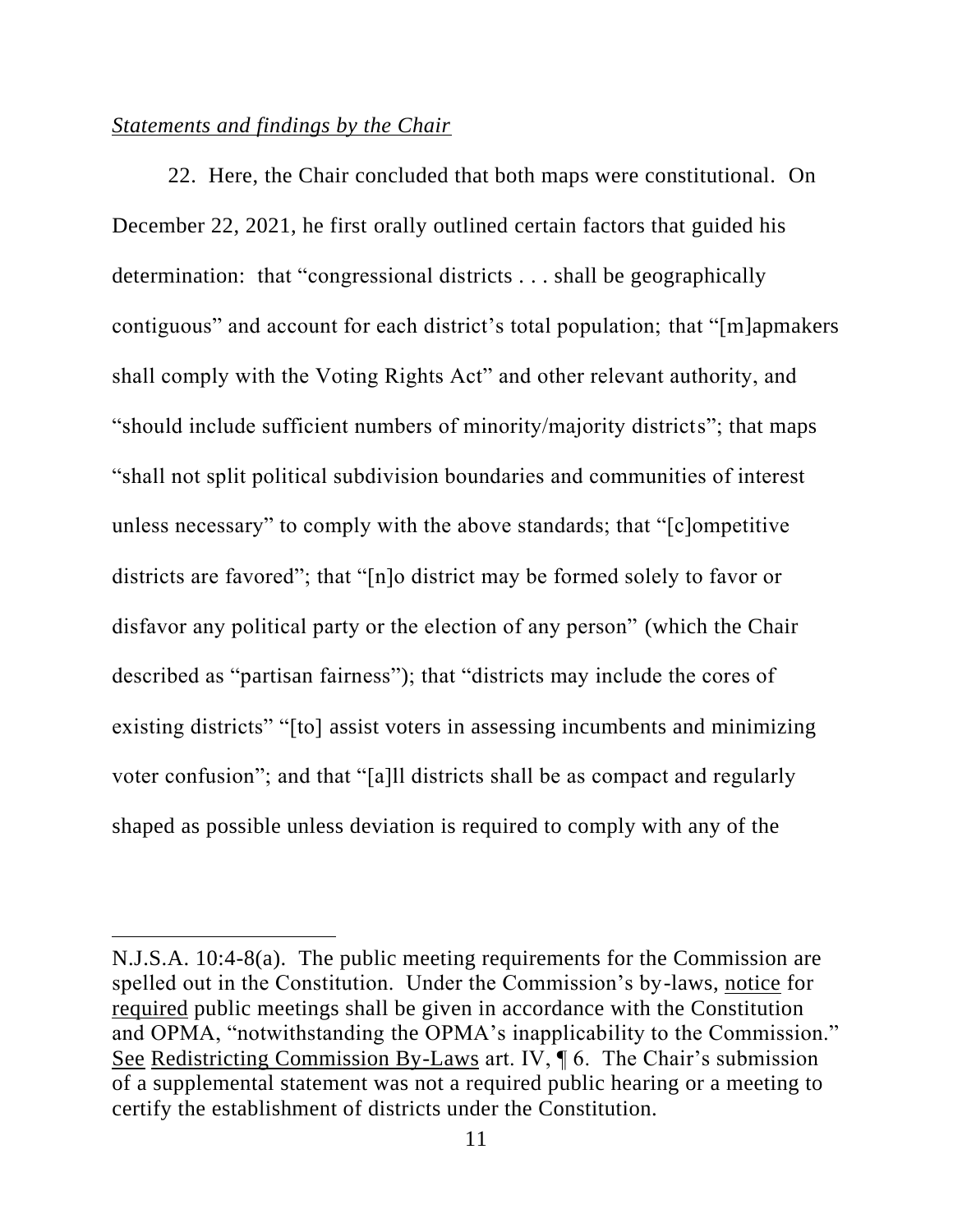*Statements and findings by the Chair*

22. Here, the Chair concluded that both maps were constitutional. On December 22, 2021, he first orally outlined certain factors that guided his determination: that "congressional districts . . . shall be geographically contiguous" and account for each district's total population; that "[m]apmakers shall comply with the Voting Rights Act" and other relevant authority, and "should include sufficient numbers of minority/majority districts"; that maps "shall not split political subdivision boundaries and communities of interest unless necessary" to comply with the above standards; that "[c]ompetitive districts are favored"; that "[n]o district may be formed solely to favor or disfavor any political party or the election of any person" (which the Chair described as "partisan fairness"); that "districts may include the cores of existing districts" "[to] assist voters in assessing incumbents and minimizing voter confusion"; and that "[a]ll districts shall be as compact and regularly shaped as possible unless deviation is required to comply with any of the

---

N.J.S.A. 10:4-8(a). The public meeting requirements for the Commission are spelled out in the Constitution. Under the Commission's by-laws, notice for required public meetings shall be given in accordance with the Constitution and OPMA, "notwithstanding the OPMA's inapplicability to the Commission." See Redistricting Commission By-Laws art. IV, ¶ 6. The Chair's submission of a supplemental statement was not a required public hearing or a meeting to certify the establishment of districts under the Constitution.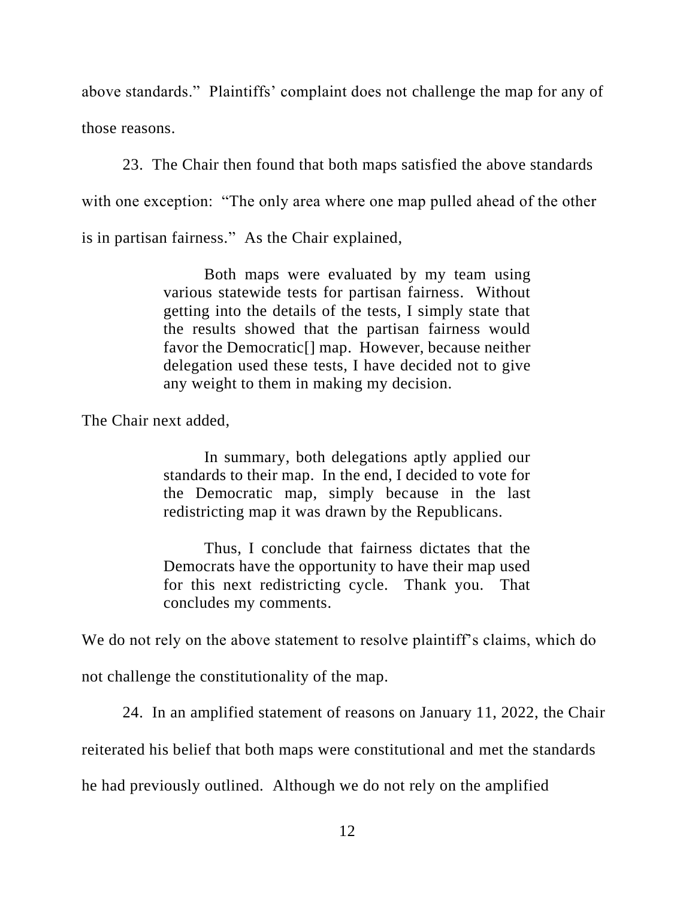above standards." Plaintiffs' complaint does not challenge the map for any of those reasons.

23. The Chair then found that both maps satisfied the above standards with one exception: "The only area where one map pulled ahead of the other is in partisan fairness." As the Chair explained,

> Both maps were evaluated by my team using various statewide tests for partisan fairness. Without getting into the details of the tests, I simply state that the results showed that the partisan fairness would favor the Democratic[] map. However, because neither delegation used these tests, I have decided not to give any weight to them in making my decision.

The Chair next added,

> In summary, both delegations aptly applied our standards to their map. In the end, I decided to vote for the Democratic map, simply because in the last redistricting map it was drawn by the Republicans.
>
> Thus, I conclude that fairness dictates that the Democrats have the opportunity to have their map used for this next redistricting cycle. Thank you. That concludes my comments.

We do not rely on the above statement to resolve plaintiff's claims, which do not challenge the constitutionality of the map.

24. In an amplified statement of reasons on January 11, 2022, the Chair reiterated his belief that both maps were constitutional and met the standards he had previously outlined. Although we do not rely on the amplified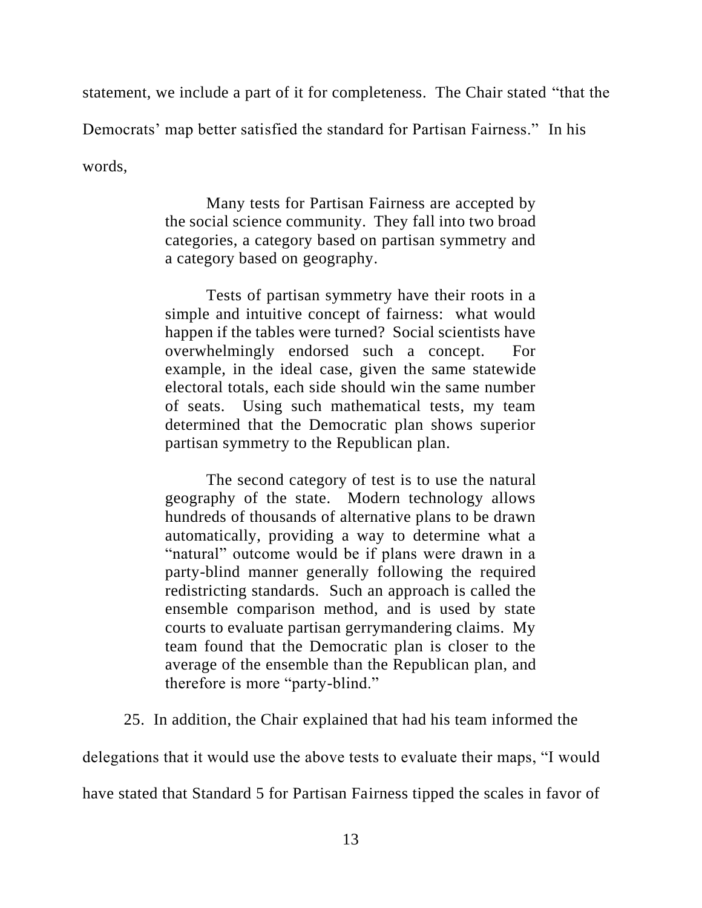statement, we include a part of it for completeness. The Chair stated "that the Democrats' map better satisfied the standard for Partisan Fairness." In his words,

> Many tests for Partisan Fairness are accepted by the social science community. They fall into two broad categories, a category based on partisan symmetry and a category based on geography.
>
> Tests of partisan symmetry have their roots in a simple and intuitive concept of fairness: what would happen if the tables were turned? Social scientists have overwhelmingly endorsed such a concept. For example, in the ideal case, given the same statewide electoral totals, each side should win the same number of seats. Using such mathematical tests, my team determined that the Democratic plan shows superior partisan symmetry to the Republican plan.
>
> The second category of test is to use the natural geography of the state. Modern technology allows hundreds of thousands of alternative plans to be drawn automatically, providing a way to determine what a "natural" outcome would be if plans were drawn in a party-blind manner generally following the required redistricting standards. Such an approach is called the ensemble comparison method, and is used by state courts to evaluate partisan gerrymandering claims. My team found that the Democratic plan is closer to the average of the ensemble than the Republican plan, and therefore is more "party-blind."

25. In addition, the Chair explained that had his team informed the delegations that it would use the above tests to evaluate their maps, "I would have stated that Standard 5 for Partisan Fairness tipped the scales in favor of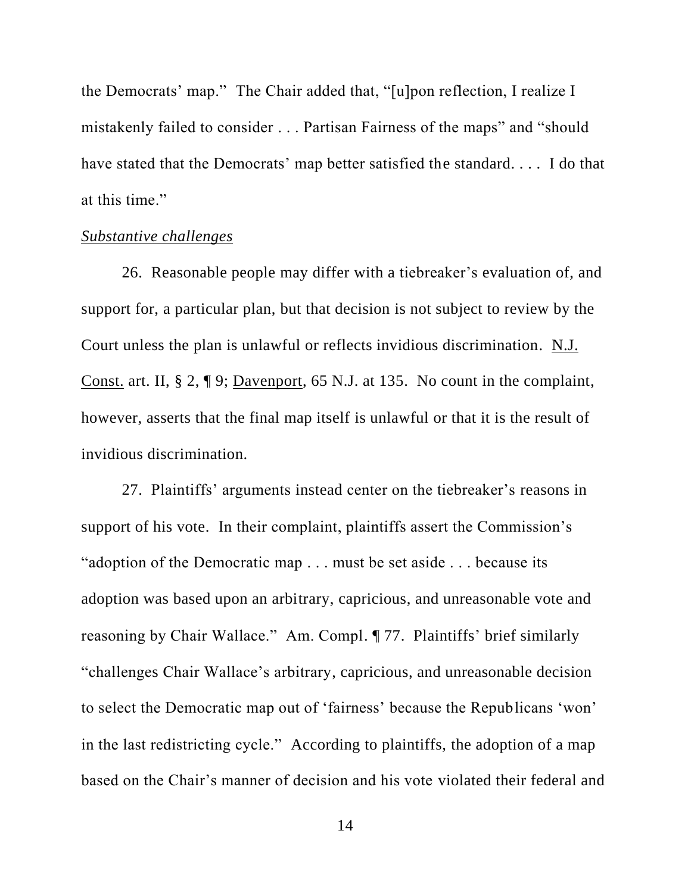the Democrats' map." The Chair added that, "[u]pon reflection, I realize I mistakenly failed to consider . . . Partisan Fairness of the maps" and "should have stated that the Democrats' map better satisfied the standard. . . . I do that at this time."

*Substantive challenges*

26. Reasonable people may differ with a tiebreaker's evaluation of, and support for, a particular plan, but that decision is not subject to review by the Court unless the plan is unlawful or reflects invidious discrimination. N.J. Const. art. II, § 2, ¶ 9; Davenport, 65 N.J. at 135. No count in the complaint, however, asserts that the final map itself is unlawful or that it is the result of invidious discrimination.

27. Plaintiffs' arguments instead center on the tiebreaker's reasons in support of his vote. In their complaint, plaintiffs assert the Commission's "adoption of the Democratic map . . . must be set aside . . . because its adoption was based upon an arbitrary, capricious, and unreasonable vote and reasoning by Chair Wallace." Am. Compl. ¶ 77. Plaintiffs' brief similarly "challenges Chair Wallace's arbitrary, capricious, and unreasonable decision to select the Democratic map out of 'fairness' because the Republicans 'won' in the last redistricting cycle." According to plaintiffs, the adoption of a map based on the Chair's manner of decision and his vote violated their federal and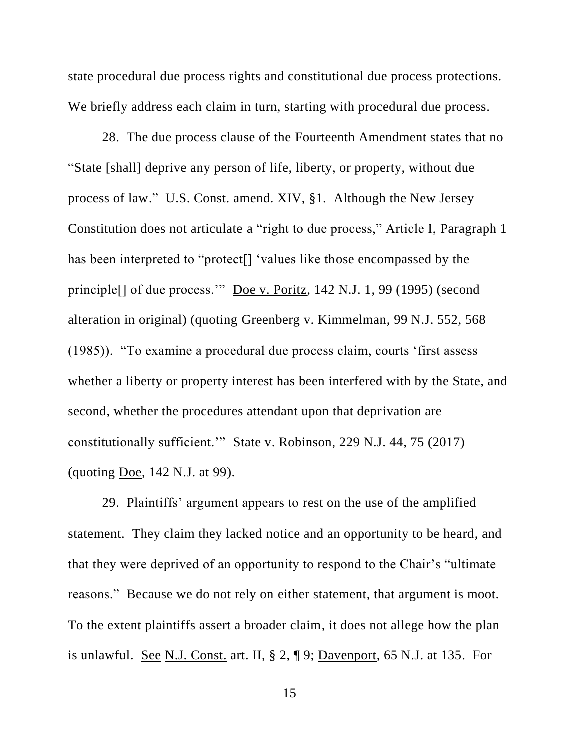state procedural due process rights and constitutional due process protections. We briefly address each claim in turn, starting with procedural due process.

28. The due process clause of the Fourteenth Amendment states that no "State [shall] deprive any person of life, liberty, or property, without due process of law." U.S. Const. amend. XIV, §1. Although the New Jersey Constitution does not articulate a "right to due process," Article I, Paragraph 1 has been interpreted to "protect[] 'values like those encompassed by the principle[] of due process.'" Doe v. Poritz, 142 N.J. 1, 99 (1995) (second alteration in original) (quoting Greenberg v. Kimmelman, 99 N.J. 552, 568 (1985)). "To examine a procedural due process claim, courts 'first assess whether a liberty or property interest has been interfered with by the State, and second, whether the procedures attendant upon that deprivation are constitutionally sufficient.'" State v. Robinson, 229 N.J. 44, 75 (2017) (quoting Doe, 142 N.J. at 99).

29. Plaintiffs' argument appears to rest on the use of the amplified statement. They claim they lacked notice and an opportunity to be heard, and that they were deprived of an opportunity to respond to the Chair's "ultimate reasons." Because we do not rely on either statement, that argument is moot. To the extent plaintiffs assert a broader claim, it does not allege how the plan is unlawful. See N.J. Const. art. II, § 2, ¶ 9; Davenport, 65 N.J. at 135. For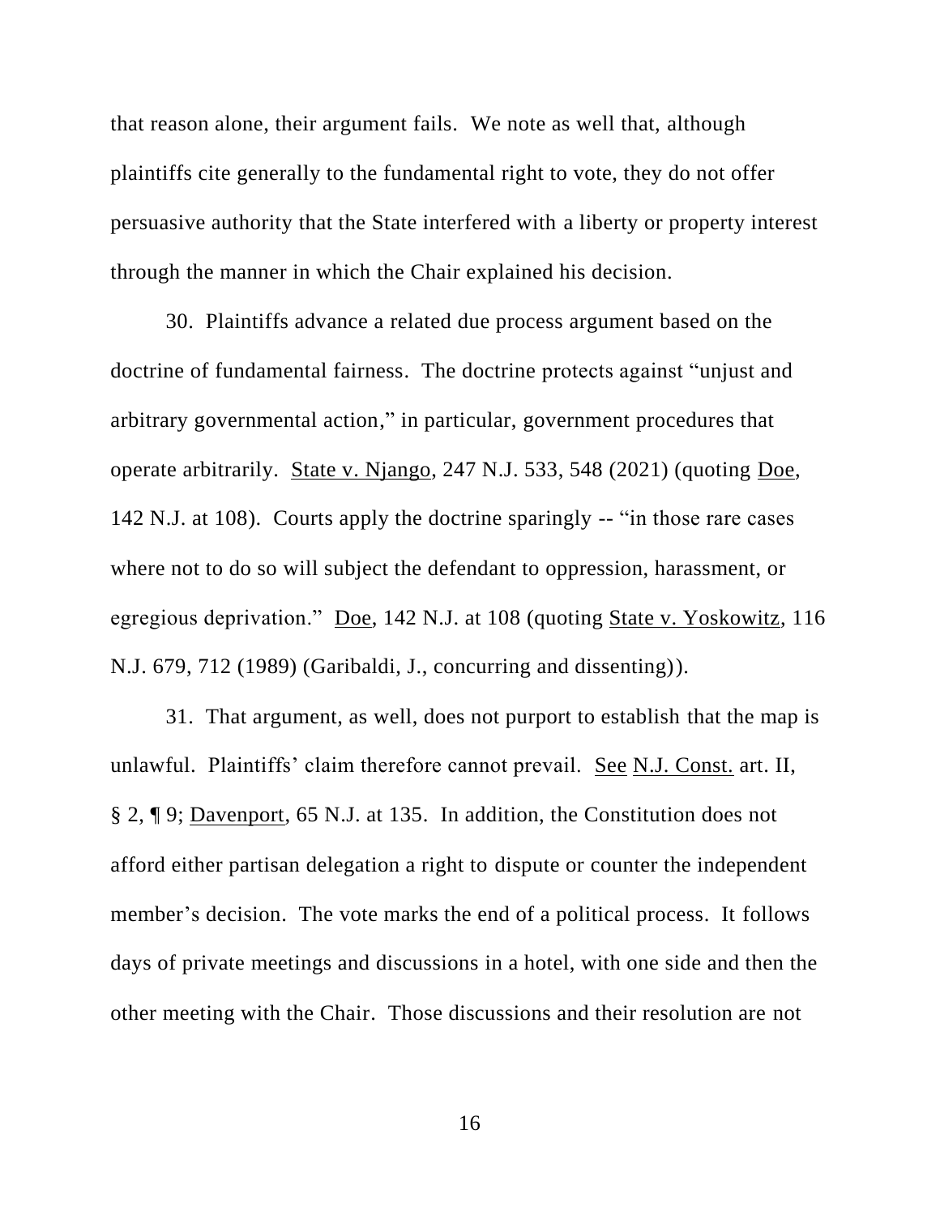that reason alone, their argument fails. We note as well that, although plaintiffs cite generally to the fundamental right to vote, they do not offer persuasive authority that the State interfered with a liberty or property interest through the manner in which the Chair explained his decision.

30. Plaintiffs advance a related due process argument based on the doctrine of fundamental fairness. The doctrine protects against "unjust and arbitrary governmental action," in particular, government procedures that operate arbitrarily. State v. Njango, 247 N.J. 533, 548 (2021) (quoting Doe, 142 N.J. at 108). Courts apply the doctrine sparingly -- "in those rare cases where not to do so will subject the defendant to oppression, harassment, or egregious deprivation." Doe, 142 N.J. at 108 (quoting State v. Yoskowitz, 116 N.J. 679, 712 (1989) (Garibaldi, J., concurring and dissenting)).

31. That argument, as well, does not purport to establish that the map is unlawful. Plaintiffs' claim therefore cannot prevail. See N.J. Const. art. II, § 2, ¶ 9; Davenport, 65 N.J. at 135. In addition, the Constitution does not afford either partisan delegation a right to dispute or counter the independent member's decision. The vote marks the end of a political process. It follows days of private meetings and discussions in a hotel, with one side and then the other meeting with the Chair. Those discussions and their resolution are not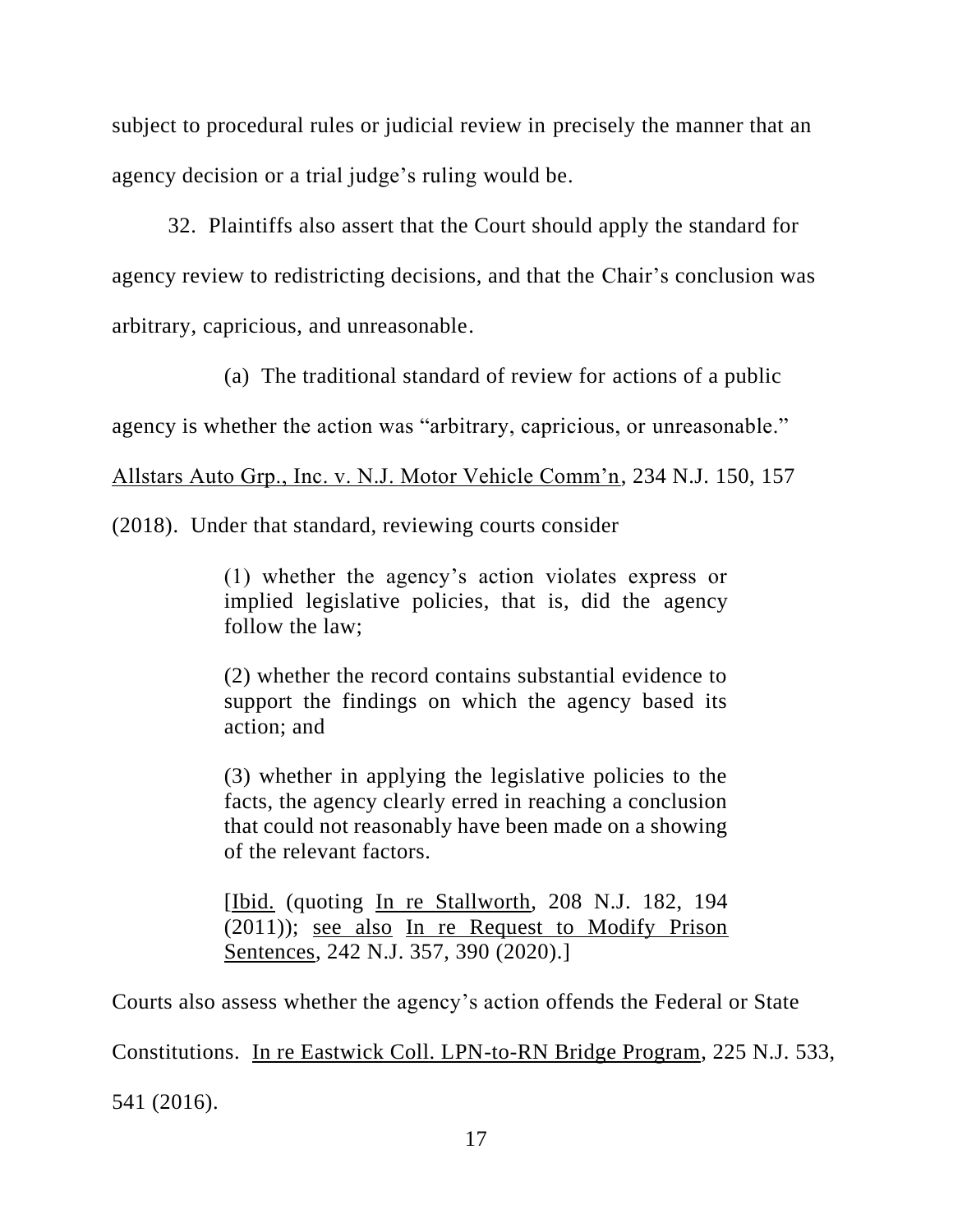subject to procedural rules or judicial review in precisely the manner that an agency decision or a trial judge's ruling would be.

32. Plaintiffs also assert that the Court should apply the standard for agency review to redistricting decisions, and that the Chair's conclusion was arbitrary, capricious, and unreasonable.

(a) The traditional standard of review for actions of a public agency is whether the action was "arbitrary, capricious, or unreasonable." Allstars Auto Grp., Inc. v. N.J. Motor Vehicle Comm'n, 234 N.J. 150, 157 (2018). Under that standard, reviewing courts consider

> (1) whether the agency's action violates express or implied legislative policies, that is, did the agency follow the law;
>
> (2) whether the record contains substantial evidence to support the findings on which the agency based its action; and
>
> (3) whether in applying the legislative policies to the facts, the agency clearly erred in reaching a conclusion that could not reasonably have been made on a showing of the relevant factors.
>
> [Ibid. (quoting In re Stallworth, 208 N.J. 182, 194 (2011)); see also In re Request to Modify Prison Sentences, 242 N.J. 357, 390 (2020).]

Courts also assess whether the agency's action offends the Federal or State Constitutions. In re Eastwick Coll. LPN-to-RN Bridge Program, 225 N.J. 533, 541 (2016).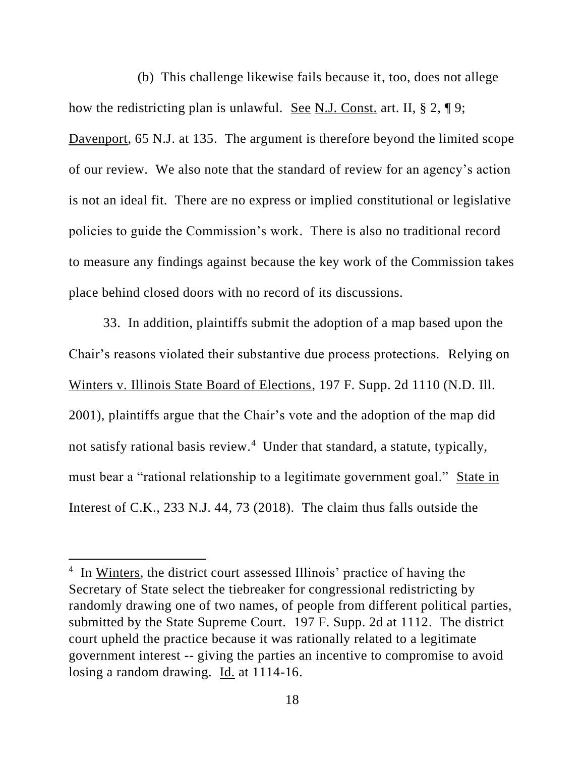(b) This challenge likewise fails because it, too, does not allege how the redistricting plan is unlawful. See N.J. Const. art. II, § 2, ¶ 9; Davenport, 65 N.J. at 135. The argument is therefore beyond the limited scope of our review. We also note that the standard of review for an agency's action is not an ideal fit. There are no express or implied constitutional or legislative policies to guide the Commission's work. There is also no traditional record to measure any findings against because the key work of the Commission takes place behind closed doors with no record of its discussions.

33. In addition, plaintiffs submit the adoption of a map based upon the Chair's reasons violated their substantive due process protections. Relying on Winters v. Illinois State Board of Elections, 197 F. Supp. 2d 1110 (N.D. Ill. 2001), plaintiffs argue that the Chair's vote and the adoption of the map did not satisfy rational basis review.[4] Under that standard, a statute, typically, must bear a "rational relationship to a legitimate government goal." State in Interest of C.K., 233 N.J. 44, 73 (2018). The claim thus falls outside the

---

[4] In Winters, the district court assessed Illinois' practice of having the Secretary of State select the tiebreaker for congressional redistricting by randomly drawing one of two names, of people from different political parties, submitted by the State Supreme Court. 197 F. Supp. 2d at 1112. The district court upheld the practice because it was rationally related to a legitimate government interest -- giving the parties an incentive to compromise to avoid losing a random drawing. Id. at 1114-16.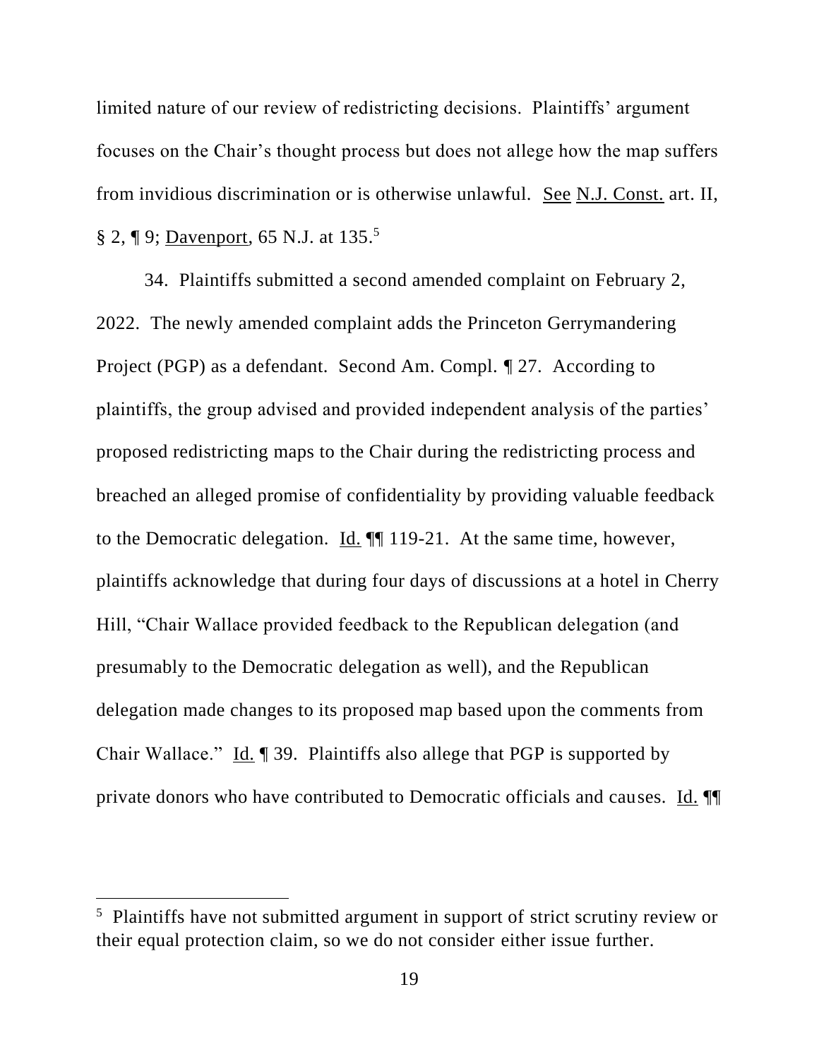limited nature of our review of redistricting decisions. Plaintiffs' argument focuses on the Chair's thought process but does not allege how the map suffers from invidious discrimination or is otherwise unlawful. See N.J. Const. art. II, § 2, ¶ 9; Davenport, 65 N.J. at 135.[5]

34. Plaintiffs submitted a second amended complaint on February 2, 2022. The newly amended complaint adds the Princeton Gerrymandering Project (PGP) as a defendant. Second Am. Compl. ¶ 27. According to plaintiffs, the group advised and provided independent analysis of the parties' proposed redistricting maps to the Chair during the redistricting process and breached an alleged promise of confidentiality by providing valuable feedback to the Democratic delegation. Id. ¶¶ 119-21. At the same time, however, plaintiffs acknowledge that during four days of discussions at a hotel in Cherry Hill, "Chair Wallace provided feedback to the Republican delegation (and presumably to the Democratic delegation as well), and the Republican delegation made changes to its proposed map based upon the comments from Chair Wallace." Id. ¶ 39. Plaintiffs also allege that PGP is supported by private donors who have contributed to Democratic officials and causes. Id. ¶¶

---

[5] Plaintiffs have not submitted argument in support of strict scrutiny review or their equal protection claim, so we do not consider either issue further.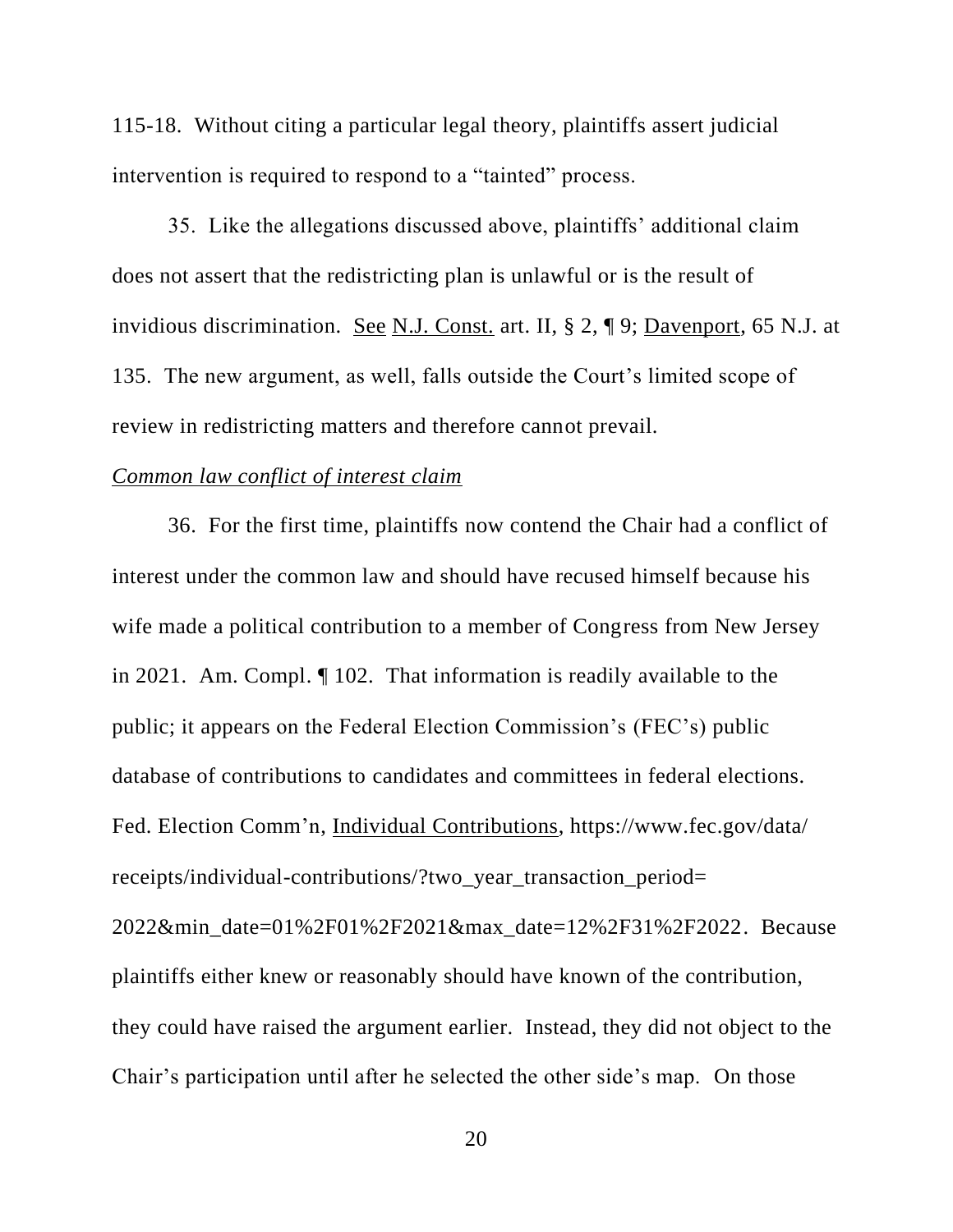115-18. Without citing a particular legal theory, plaintiffs assert judicial intervention is required to respond to a "tainted" process.

35. Like the allegations discussed above, plaintiffs' additional claim does not assert that the redistricting plan is unlawful or is the result of invidious discrimination. See N.J. Const. art. II, § 2, ¶ 9; Davenport, 65 N.J. at 135. The new argument, as well, falls outside the Court's limited scope of review in redistricting matters and therefore cannot prevail.

*Common law conflict of interest claim*

36. For the first time, plaintiffs now contend the Chair had a conflict of interest under the common law and should have recused himself because his wife made a political contribution to a member of Congress from New Jersey in 2021. Am. Compl. ¶ 102. That information is readily available to the public; it appears on the Federal Election Commission's (FEC's) public database of contributions to candidates and committees in federal elections. Fed. Election Comm'n, Individual Contributions, https://www.fec.gov/data/receipts/individual-contributions/?two_year_transaction_period=2022&min_date=01%2F01%2F2021&max_date=12%2F31%2F2022. Because plaintiffs either knew or reasonably should have known of the contribution, they could have raised the argument earlier. Instead, they did not object to the Chair's participation until after he selected the other side's map. On those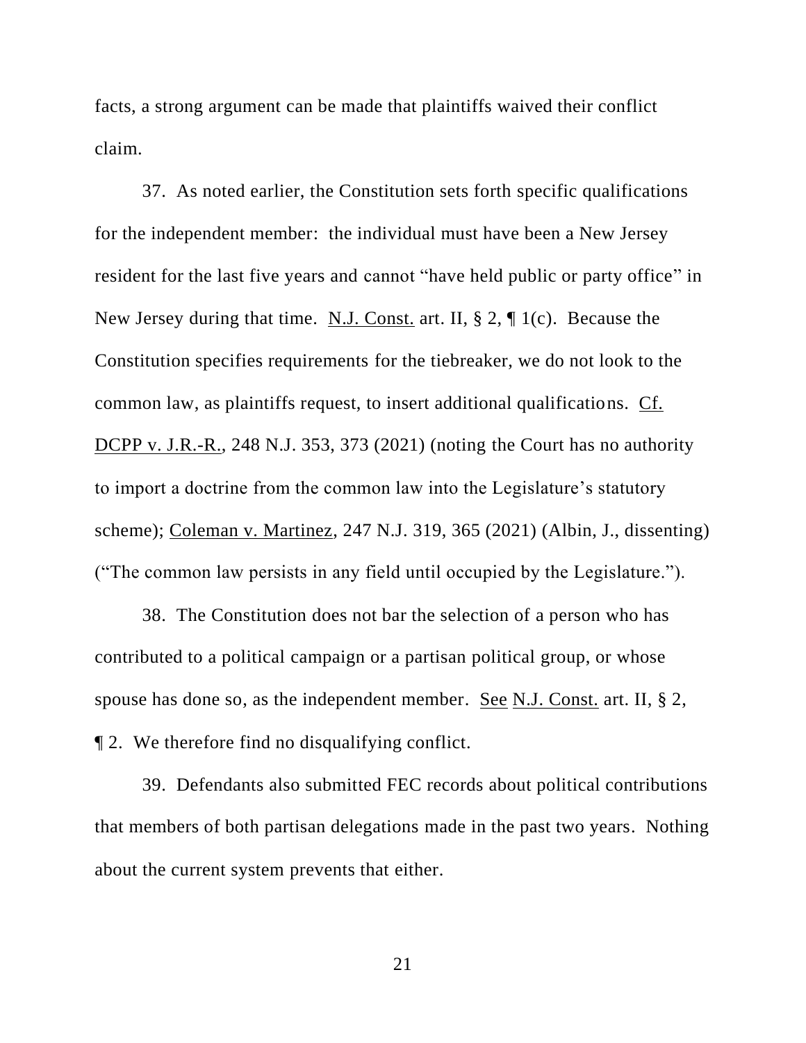facts, a strong argument can be made that plaintiffs waived their conflict claim.

37. As noted earlier, the Constitution sets forth specific qualifications for the independent member: the individual must have been a New Jersey resident for the last five years and cannot "have held public or party office" in New Jersey during that time. N.J. Const. art. II, § 2, ¶ 1(c). Because the Constitution specifies requirements for the tiebreaker, we do not look to the common law, as plaintiffs request, to insert additional qualifications. Cf. DCPP v. J.R.-R., 248 N.J. 353, 373 (2021) (noting the Court has no authority to import a doctrine from the common law into the Legislature's statutory scheme); Coleman v. Martinez, 247 N.J. 319, 365 (2021) (Albin, J., dissenting) ("The common law persists in any field until occupied by the Legislature.").

38. The Constitution does not bar the selection of a person who has contributed to a political campaign or a partisan political group, or whose spouse has done so, as the independent member. See N.J. Const. art. II, § 2, ¶ 2. We therefore find no disqualifying conflict.

39. Defendants also submitted FEC records about political contributions that members of both partisan delegations made in the past two years. Nothing about the current system prevents that either.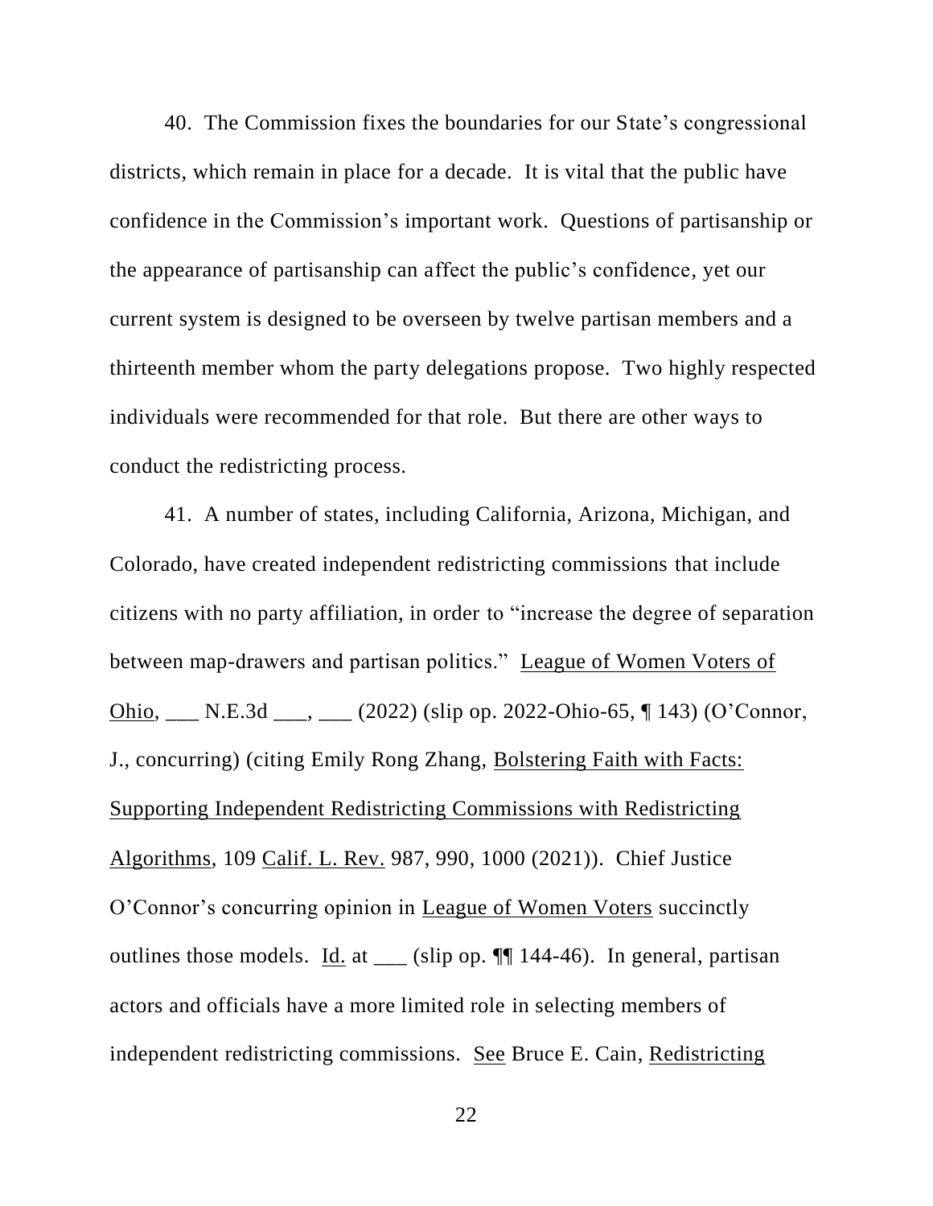40. The Commission fixes the boundaries for our State's congressional districts, which remain in place for a decade. It is vital that the public have confidence in the Commission's important work. Questions of partisanship or the appearance of partisanship can affect the public's confidence, yet our current system is designed to be overseen by twelve partisan members and a thirteenth member whom the party delegations propose. Two highly respected individuals were recommended for that role. But there are other ways to conduct the redistricting process.

41. A number of states, including California, Arizona, Michigan, and Colorado, have created independent redistricting commissions that include citizens with no party affiliation, in order to "increase the degree of separation between map-drawers and partisan politics." League of Women Voters of Ohio, ___ N.E.3d ___, ___ (2022) (slip op. 2022-Ohio-65, ¶ 143) (O'Connor, J., concurring) (citing Emily Rong Zhang, Bolstering Faith with Facts: Supporting Independent Redistricting Commissions with Redistricting Algorithms, 109 Calif. L. Rev. 987, 990, 1000 (2021)). Chief Justice O'Connor's concurring opinion in League of Women Voters succinctly outlines those models. Id. at ___ (slip op. ¶¶ 144-46). In general, partisan actors and officials have a more limited role in selecting members of independent redistricting commissions. See Bruce E. Cain, Redistricting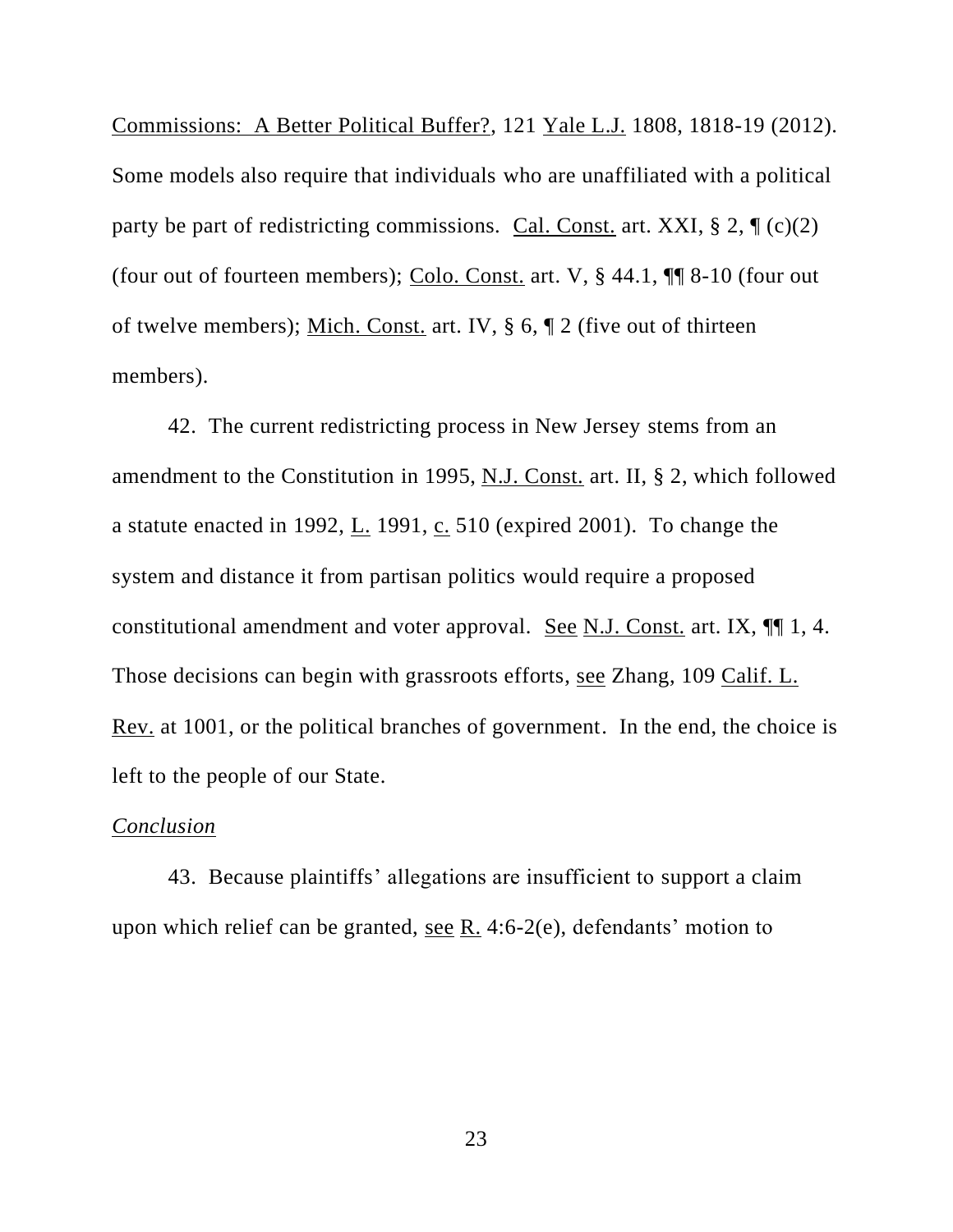Commissions: A Better Political Buffer?, 121 Yale L.J. 1808, 1818-19 (2012). Some models also require that individuals who are unaffiliated with a political party be part of redistricting commissions. Cal. Const. art. XXI, § 2, ¶ (c)(2) (four out of fourteen members); Colo. Const. art. V, § 44.1, ¶¶ 8-10 (four out of twelve members); Mich. Const. art. IV, § 6, ¶ 2 (five out of thirteen members).

42. The current redistricting process in New Jersey stems from an amendment to the Constitution in 1995, N.J. Const. art. II, § 2, which followed a statute enacted in 1992, L. 1991, c. 510 (expired 2001). To change the system and distance it from partisan politics would require a proposed constitutional amendment and voter approval. See N.J. Const. art. IX, ¶¶ 1, 4. Those decisions can begin with grassroots efforts, see Zhang, 109 Calif. L. Rev. at 1001, or the political branches of government. In the end, the choice is left to the people of our State.

*Conclusion*

43. Because plaintiffs' allegations are insufficient to support a claim upon which relief can be granted, see R. 4:6-2(e), defendants' motion to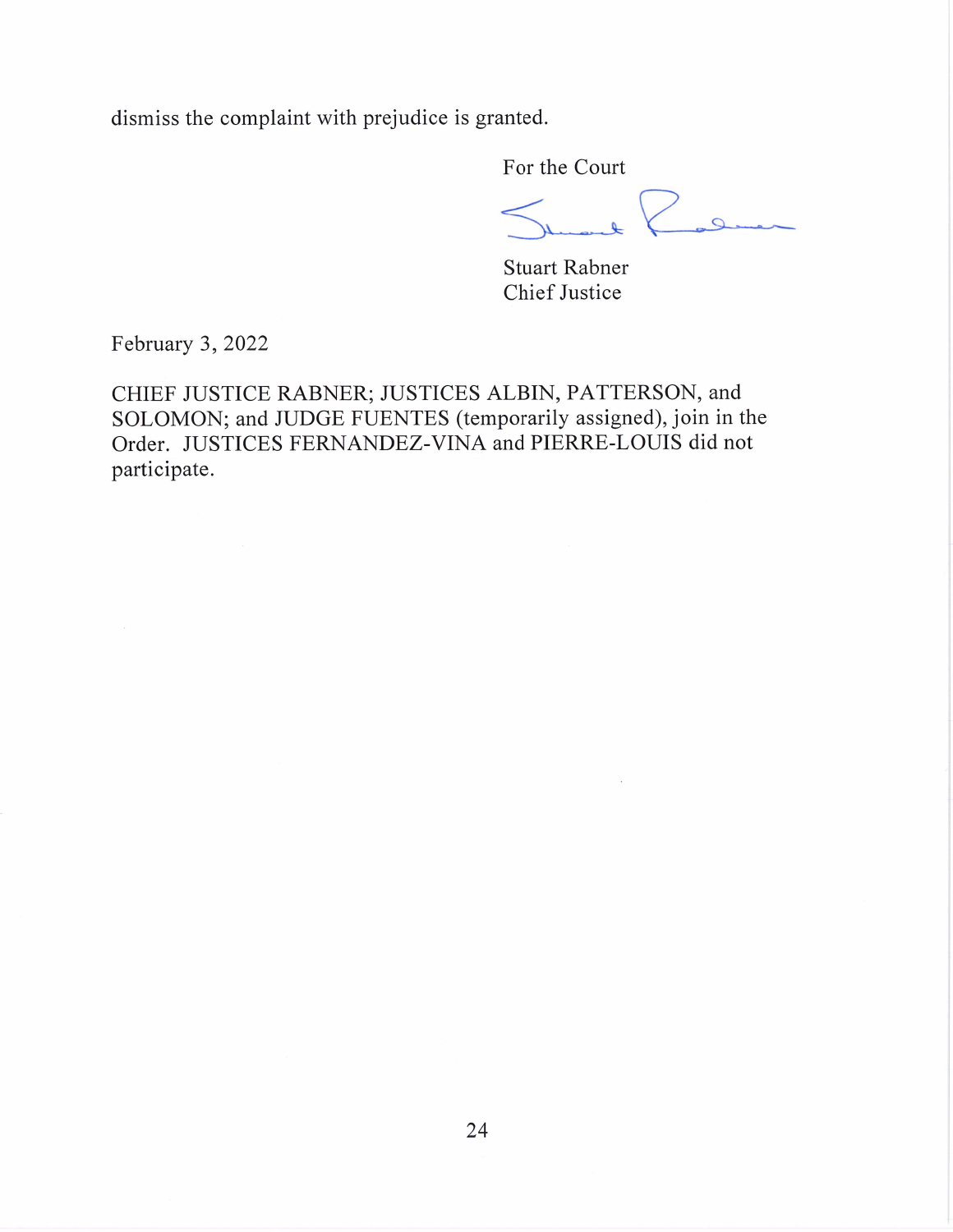dismiss the complaint with prejudice is granted.

For the Court

Stuart Rabner
Chief Justice

February 3, 2022

CHIEF JUSTICE RABNER; JUSTICES ALBIN, PATTERSON, and SOLOMON; and JUDGE FUENTES (temporarily assigned), join in the Order. JUSTICES FERNANDEZ-VINA and PIERRE-LOUIS did not participate.